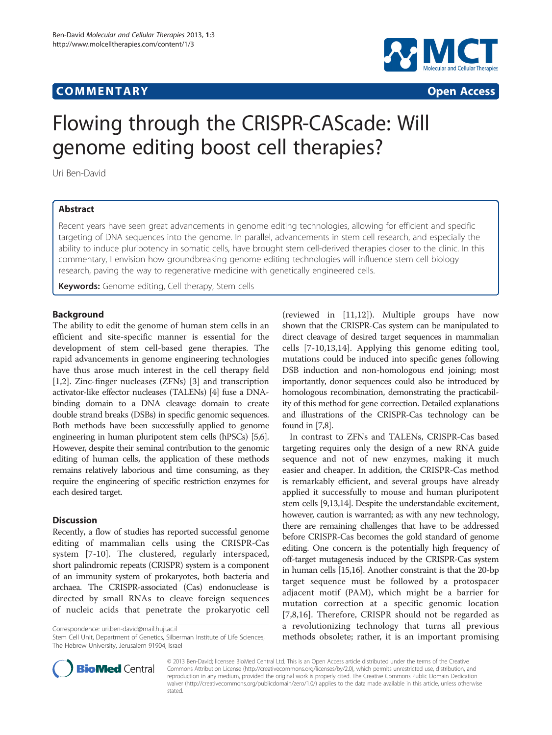COMMENTARY Open Access

# Flowing through the CRISPR-CAScade: Will genome editing boost cell therapies?

Uri Ben-David

## Abstract

Recent years have seen great advancements in genome editing technologies, allowing for efficient and specific targeting of DNA sequences into the genome. In parallel, advancements in stem cell research, and especially the ability to induce pluripotency in somatic cells, have brought stem cell-derived therapies closer to the clinic. In this commentary, I envision how groundbreaking genome editing technologies will influence stem cell biology research, paving the way to regenerative medicine with genetically engineered cells.

**Keywords:** Genome editing, Cell therapy, Stem cells

## Background

The ability to edit the genome of human stem cells in an efficient and site-specific manner is essential for the development of stem cell-based gene therapies. The rapid advancements in genome engineering technologies have thus arose much interest in the cell therapy field [1,2]. Zinc-finger nucleases (ZFNs) [3] and transcription activator-like effector nucleases (TALENs) [4] fuse a DNA-binding domain to a DNA cleavage domain to create double strand breaks (DSBs) in specific genomic sequences. Both methods have been successfully applied to genome engineering in human pluripotent stem cells (hPSCs) [5,6]. However, despite their seminal contribution to the genomic editing of human cells, the application of these methods remains relatively laborious and time consuming, as they require the engineering of specific restriction enzymes for each desired target.

## Discussion

Recently, a flow of studies has reported successful genome editing of mammalian cells using the CRISPR-Cas system [7-10]. The clustered, regularly interspaced, short palindromic repeats (CRISPR) system is a component of an immunity system of prokaryotes, both bacteria and archaea. The CRISPR-associated (Cas) endonuclease is directed by small RNAs to cleave foreign sequences of nucleic acids that penetrate the prokaryotic cell (reviewed in [11,12]). Multiple groups have now shown that the CRISPR-Cas system can be manipulated to direct cleavage of desired target sequences in mammalian cells [7-10,13,14]. Applying this genome editing tool, mutations could be induced into specific genes following DSB induction and non-homologous end joining; most importantly, donor sequences could also be introduced by homologous recombination, demonstrating the practicability of this method for gene correction. Detailed explanations and illustrations of the CRISPR-Cas technology can be found in [7,8].

In contrast to ZFNs and TALENs, CRISPR-Cas based targeting requires only the design of a new RNA guide sequence and not of new enzymes, making it much easier and cheaper. In addition, the CRISPR-Cas method is remarkably efficient, and several groups have already applied it successfully to mouse and human pluripotent stem cells [9,13,14]. Despite the understandable excitement, however, caution is warranted; as with any new technology, there are remaining challenges that have to be addressed before CRISPR-Cas becomes the gold standard of genome editing. One concern is the potentially high frequency of off-target mutagenesis induced by the CRISPR-Cas system in human cells [15,16]. Another constraint is that the 20-bp target sequence must be followed by a protospacer adjacent motif (PAM), which might be a barrier for mutation correction at a specific genomic location [7,8,16]. Therefore, CRISPR should not be regarded as a revolutionizing technology that turns all previous methods obsolete; rather, it is an important promising

Correspondence: uri.ben-david@mail.huji.ac.il
Stem Cell Unit, Department of Genetics, Silberman Institute of Life Sciences, The Hebrew University, Jerusalem 91904, Israel

© 2013 Ben-David; licensee BioMed Central Ltd. This is an Open Access article distributed under the terms of the Creative Commons Attribution License (http://creativecommons.org/licenses/by/2.0), which permits unrestricted use, distribution, and reproduction in any medium, provided the original work is properly cited. The Creative Commons Public Domain Dedication waiver (http://creativecommons.org/publicdomain/zero/1.0/) applies to the data made available in this article, unless otherwise stated.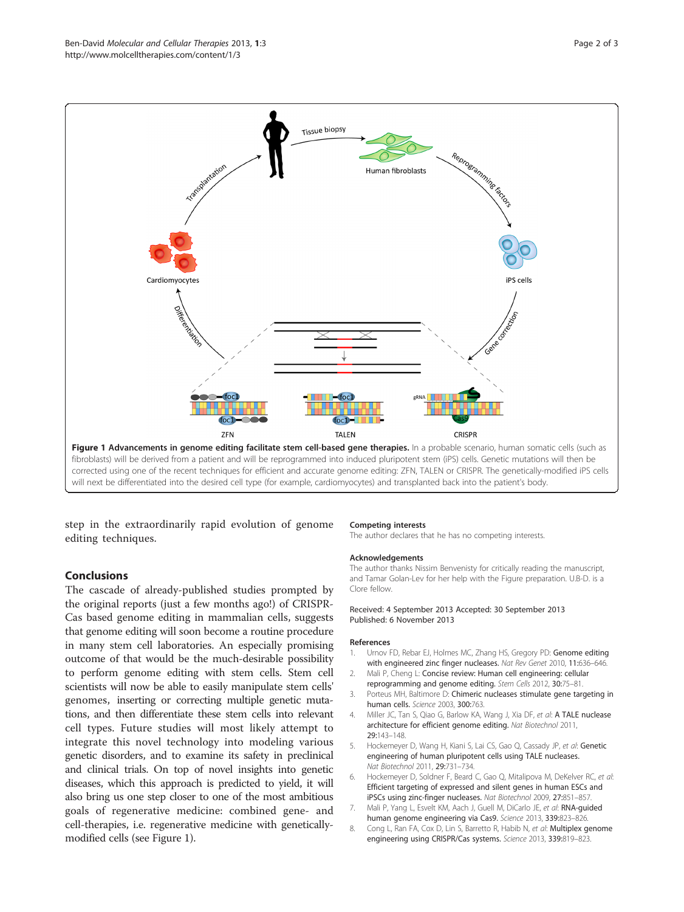**Figure 1 Advancements in genome editing facilitate stem cell-based gene therapies.** In a probable scenario, human somatic cells (such as fibroblasts) will be derived from a patient and will be reprogrammed into induced pluripotent stem (iPS) cells. Genetic mutations will then be corrected using one of the recent techniques for efficient and accurate genome editing: ZFN, TALEN or CRISPR. The genetically-modified iPS cells will next be differentiated into the desired cell type (for example, cardiomyocytes) and transplanted back into the patient's body.

step in the extraordinarily rapid evolution of genome editing techniques.

## Conclusions

The cascade of already-published studies prompted by the original reports (just a few months ago!) of CRISPR-Cas based genome editing in mammalian cells, suggests that genome editing will soon become a routine procedure in many stem cell laboratories. An especially promising outcome of that would be the much-desirable possibility to perform genome editing with stem cells. Stem cell scientists will now be able to easily manipulate stem cells' genomes, inserting or correcting multiple genetic mutations, and then differentiate these stem cells into relevant cell types. Future studies will most likely attempt to integrate this novel technology into modeling various genetic disorders, and to examine its safety in preclinical and clinical trials. On top of novel insights into genetic diseases, which this approach is predicted to yield, it will also bring us one step closer to one of the most ambitious goals of regenerative medicine: combined gene- and cell-therapies, i.e. regenerative medicine with genetically-modified cells (see Figure 1).

### Competing interests

The author declares that he has no competing interests.

### Acknowledgements

The author thanks Nissim Benvenisty for critically reading the manuscript, and Tamar Golan-Lev for her help with the Figure preparation. U.B-D. is a Clore fellow.

Received: 4 September 2013 Accepted: 30 September 2013
Published: 6 November 2013

### References

1. Urnov FD, Rebar EJ, Holmes MC, Zhang HS, Gregory PD: Genome editing with engineered zinc finger nucleases. *Nat Rev Genet* 2010, 11:636–646.
2. Mali P, Cheng L: Concise review: Human cell engineering: cellular reprogramming and genome editing. *Stem Cells* 2012, 30:75–81.
3. Porteus MH, Baltimore D: Chimeric nucleases stimulate gene targeting in human cells. *Science* 2003, 300:763.
4. Miller JC, Tan S, Qiao G, Barlow KA, Wang J, Xia DF, *et al*: A TALE nuclease architecture for efficient genome editing. *Nat Biotechnol* 2011, 29:143–148.
5. Hockemeyer D, Wang H, Kiani S, Lai CS, Gao Q, Cassady JP, *et al*: Genetic engineering of human pluripotent cells using TALE nucleases. *Nat Biotechnol* 2011, 29:731–734.
6. Hockemeyer D, Soldner F, Beard C, Gao Q, Mitalipova M, DeKelver RC, *et al*: Efficient targeting of expressed and silent genes in human ESCs and iPSCs using zinc-finger nucleases. *Nat Biotechnol* 2009, 27:851–857.
7. Mali P, Yang L, Esvelt KM, Aach J, Guell M, DiCarlo JE, *et al*: RNA-guided human genome engineering via Cas9. *Science* 2013, 339:823–826.
8. Cong L, Ran FA, Cox D, Lin S, Barretto R, Habib N, *et al*: Multiplex genome engineering using CRISPR/Cas systems. *Science* 2013, 339:819–823.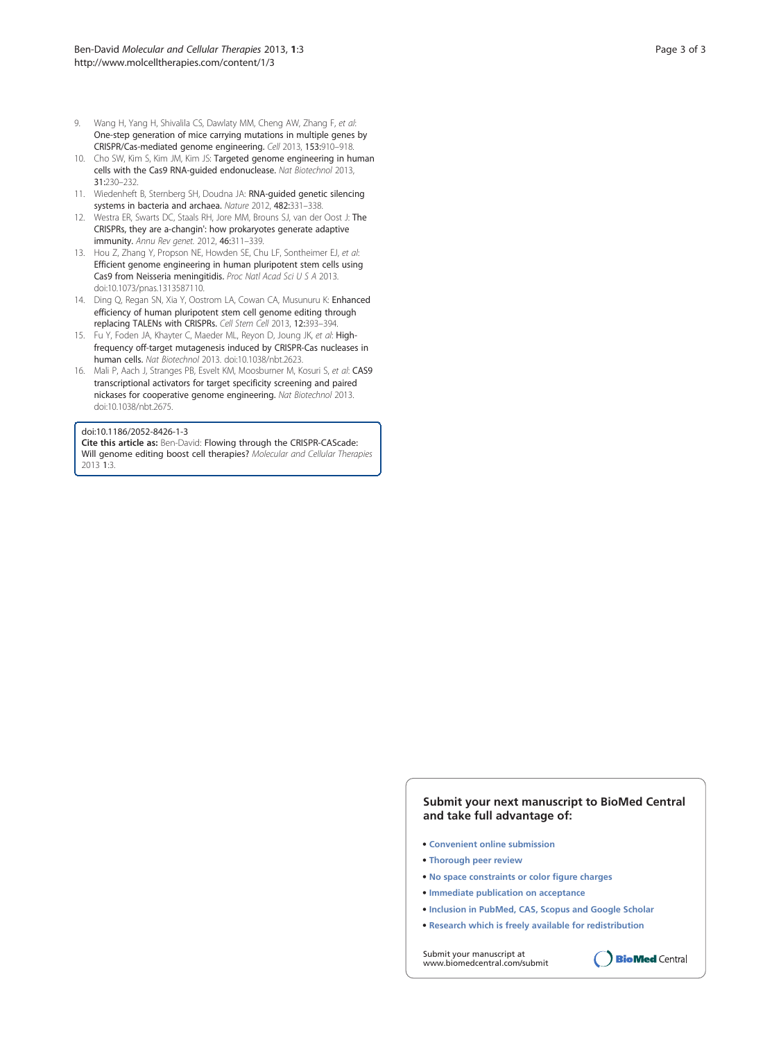9. Wang H, Yang H, Shivalila CS, Dawlaty MM, Cheng AW, Zhang F, *et al*: **One-step generation of mice carrying mutations in multiple genes by CRISPR/Cas-mediated genome engineering.** *Cell* 2013, **153:**910–918.
10. Cho SW, Kim S, Kim JM, Kim JS: **Targeted genome engineering in human cells with the Cas9 RNA-guided endonuclease.** *Nat Biotechnol* 2013, **31:**230–232.
11. Wiedenheft B, Sternberg SH, Doudna JA: **RNA-guided genetic silencing systems in bacteria and archaea.** *Nature* 2012, **482:**331–338.
12. Westra ER, Swarts DC, Staals RH, Jore MM, Brouns SJ, van der Oost J: **The CRISPRs, they are a-changin': how prokaryotes generate adaptive immunity.** *Annu Rev genet.* 2012, **46:**311–339.
13. Hou Z, Zhang Y, Propson NE, Howden SE, Chu LF, Sontheimer EJ, *et al*: **Efficient genome engineering in human pluripotent stem cells using Cas9 from Neisseria meningitidis.** *Proc Natl Acad Sci U S A* 2013. doi:10.1073/pnas.1313587110.
14. Ding Q, Regan SN, Xia Y, Oostrom LA, Cowan CA, Musunuru K: **Enhanced efficiency of human pluripotent stem cell genome editing through replacing TALENs with CRISPRs.** *Cell Stem Cell* 2013, **12:**393–394.
15. Fu Y, Foden JA, Khayter C, Maeder ML, Reyon D, Joung JK, *et al*: **High-frequency off-target mutagenesis induced by CRISPR-Cas nucleases in human cells.** *Nat Biotechnol* 2013. doi:10.1038/nbt.2623.
16. Mali P, Aach J, Stranges PB, Esvelt KM, Moosburner M, Kosuri S, *et al*: **CAS9 transcriptional activators for target specificity screening and paired nickases for cooperative genome engineering.** *Nat Biotechnol* 2013. doi:10.1038/nbt.2675.

doi:10.1186/2052-8426-1-3

**Cite this article as:** Ben-David: Flowing through the CRISPR-CAScade: Will genome editing boost cell therapies? *Molecular and Cellular Therapies* 2013 **1**:3.

**Submit your next manuscript to BioMed Central and take full advantage of:**

- **Convenient online submission**
- **Thorough peer review**
- **No space constraints or color figure charges**
- **Immediate publication on acceptance**
- **Inclusion in PubMed, CAS, Scopus and Google Scholar**
- **Research which is freely available for redistribution**

Submit your manuscript at www.biomedcentral.com/submit

BioMed Central